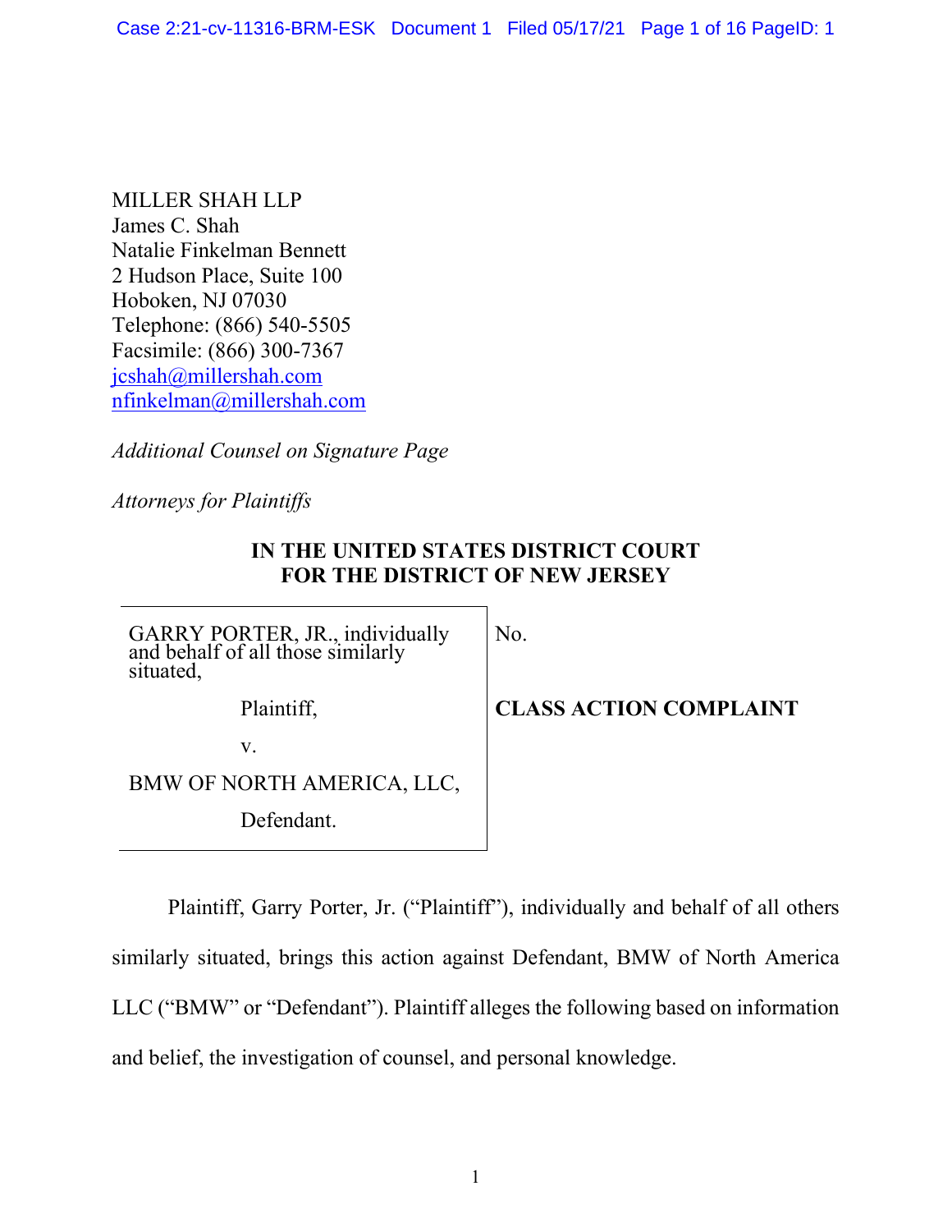MILLER SHAH LLP
James C. Shah
Natalie Finkelman Bennett
2 Hudson Place, Suite 100
Hoboken, NJ 07030
Telephone: (866) 540-5505
Facsimile: (866) 300-7367
jcshah@millershah.com
nfinkelman@millershah.com

*Additional Counsel on Signature Page*

*Attorneys for Plaintiffs*

**IN THE UNITED STATES DISTRICT COURT**
**FOR THE DISTRICT OF NEW JERSEY**

| | |
|---|---|
| GARRY PORTER, JR., individually and behalf of all those similarly situated,<br><br>Plaintiff,<br><br>v.<br><br>BMW OF NORTH AMERICA, LLC,<br><br>Defendant. | No.<br><br>**CLASS ACTION COMPLAINT** |

Plaintiff, Garry Porter, Jr. ("Plaintiff"), individually and behalf of all others similarly situated, brings this action against Defendant, BMW of North America LLC ("BMW" or "Defendant"). Plaintiff alleges the following based on information and belief, the investigation of counsel, and personal knowledge.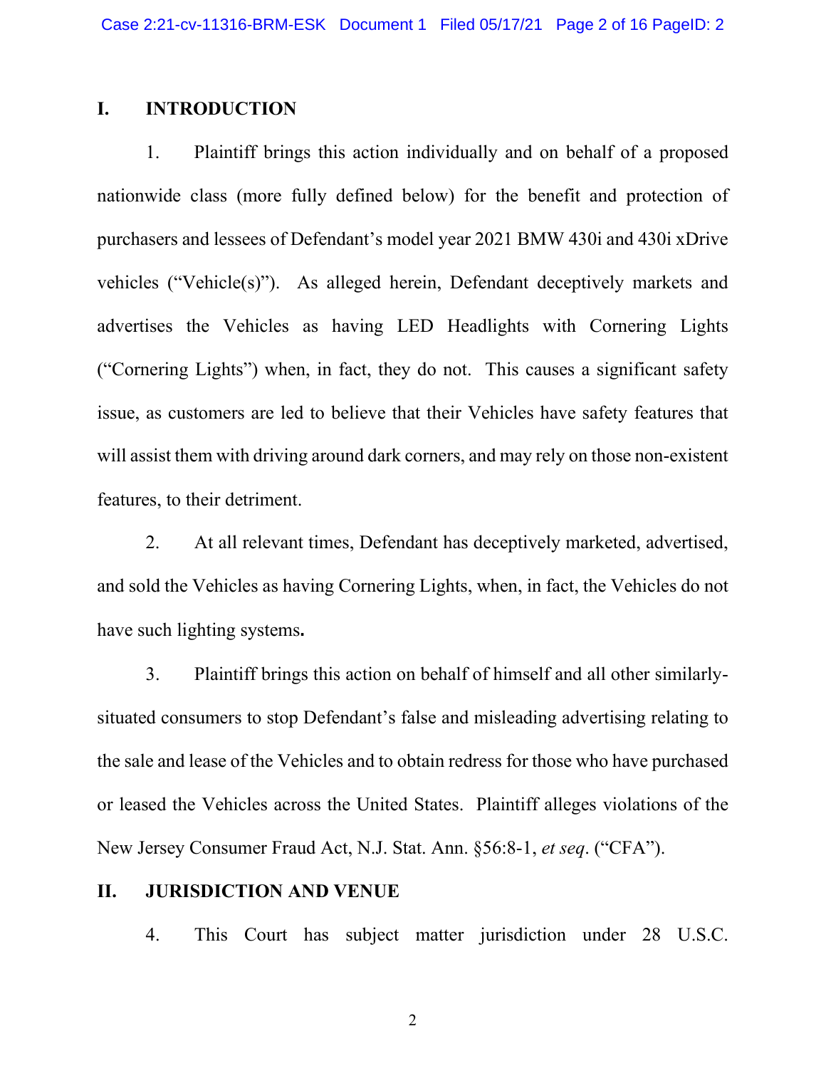## I. INTRODUCTION

1. Plaintiff brings this action individually and on behalf of a proposed nationwide class (more fully defined below) for the benefit and protection of purchasers and lessees of Defendant's model year 2021 BMW 430i and 430i xDrive vehicles ("Vehicle(s)"). As alleged herein, Defendant deceptively markets and advertises the Vehicles as having LED Headlights with Cornering Lights ("Cornering Lights") when, in fact, they do not. This causes a significant safety issue, as customers are led to believe that their Vehicles have safety features that will assist them with driving around dark corners, and may rely on those non-existent features, to their detriment.

2. At all relevant times, Defendant has deceptively marketed, advertised, and sold the Vehicles as having Cornering Lights, when, in fact, the Vehicles do not have such lighting systems**.**

3. Plaintiff brings this action on behalf of himself and all other similarly-situated consumers to stop Defendant's false and misleading advertising relating to the sale and lease of the Vehicles and to obtain redress for those who have purchased or leased the Vehicles across the United States. Plaintiff alleges violations of the New Jersey Consumer Fraud Act, N.J. Stat. Ann. §56:8-1, *et seq*. ("CFA").

## II. JURISDICTION AND VENUE

4. This Court has subject matter jurisdiction under 28 U.S.C.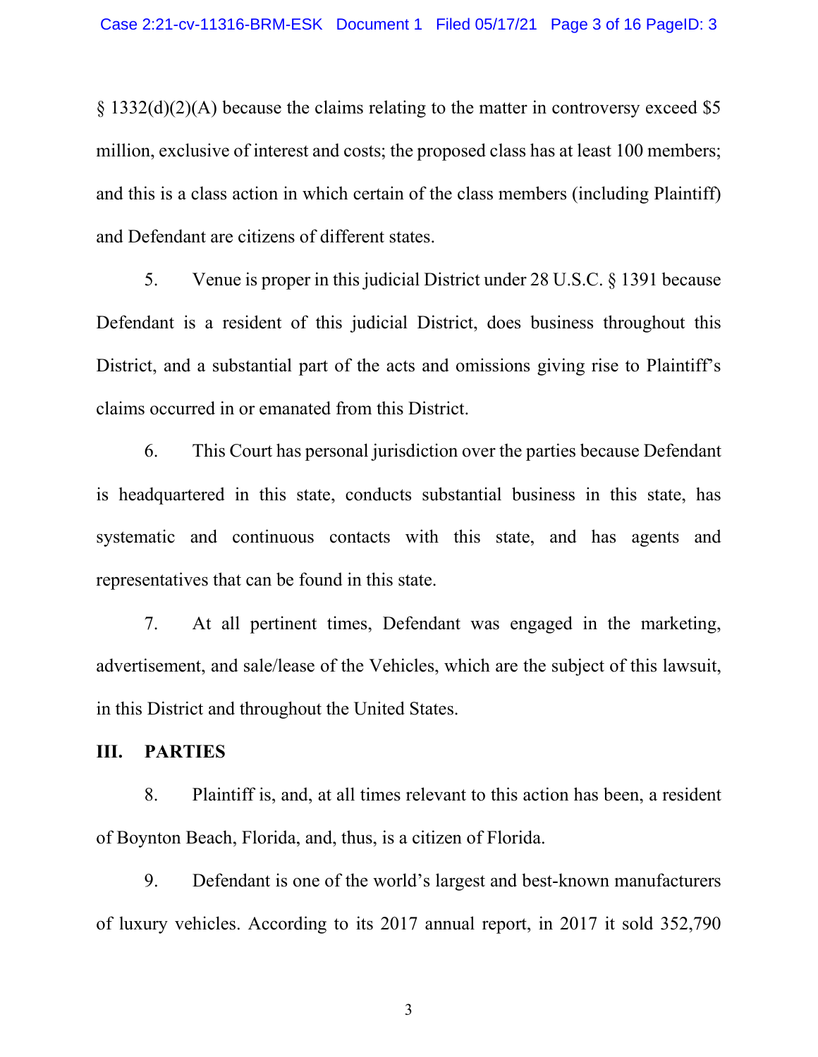§ 1332(d)(2)(A) because the claims relating to the matter in controversy exceed $5 million, exclusive of interest and costs; the proposed class has at least 100 members; and this is a class action in which certain of the class members (including Plaintiff) and Defendant are citizens of different states.

5. Venue is proper in this judicial District under 28 U.S.C. § 1391 because Defendant is a resident of this judicial District, does business throughout this District, and a substantial part of the acts and omissions giving rise to Plaintiff's claims occurred in or emanated from this District.

6. This Court has personal jurisdiction over the parties because Defendant is headquartered in this state, conducts substantial business in this state, has systematic and continuous contacts with this state, and has agents and representatives that can be found in this state.

7. At all pertinent times, Defendant was engaged in the marketing, advertisement, and sale/lease of the Vehicles, which are the subject of this lawsuit, in this District and throughout the United States.

## III. PARTIES

8. Plaintiff is, and, at all times relevant to this action has been, a resident of Boynton Beach, Florida, and, thus, is a citizen of Florida.

9. Defendant is one of the world's largest and best-known manufacturers of luxury vehicles. According to its 2017 annual report, in 2017 it sold 352,790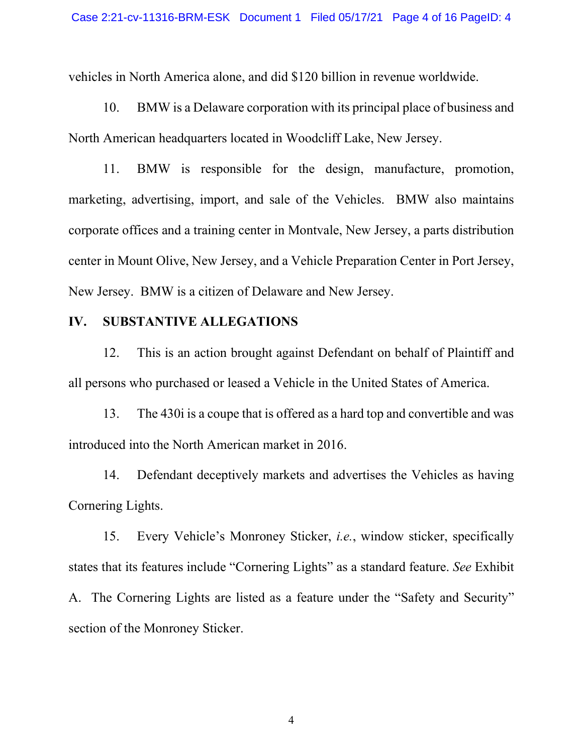vehicles in North America alone, and did $120 billion in revenue worldwide.

10. BMW is a Delaware corporation with its principal place of business and North American headquarters located in Woodcliff Lake, New Jersey.

11. BMW is responsible for the design, manufacture, promotion, marketing, advertising, import, and sale of the Vehicles. BMW also maintains corporate offices and a training center in Montvale, New Jersey, a parts distribution center in Mount Olive, New Jersey, and a Vehicle Preparation Center in Port Jersey, New Jersey. BMW is a citizen of Delaware and New Jersey.

## IV. SUBSTANTIVE ALLEGATIONS

12. This is an action brought against Defendant on behalf of Plaintiff and all persons who purchased or leased a Vehicle in the United States of America.

13. The 430i is a coupe that is offered as a hard top and convertible and was introduced into the North American market in 2016.

14. Defendant deceptively markets and advertises the Vehicles as having Cornering Lights.

15. Every Vehicle's Monroney Sticker, *i.e.*, window sticker, specifically states that its features include "Cornering Lights" as a standard feature. *See* Exhibit A. The Cornering Lights are listed as a feature under the "Safety and Security" section of the Monroney Sticker.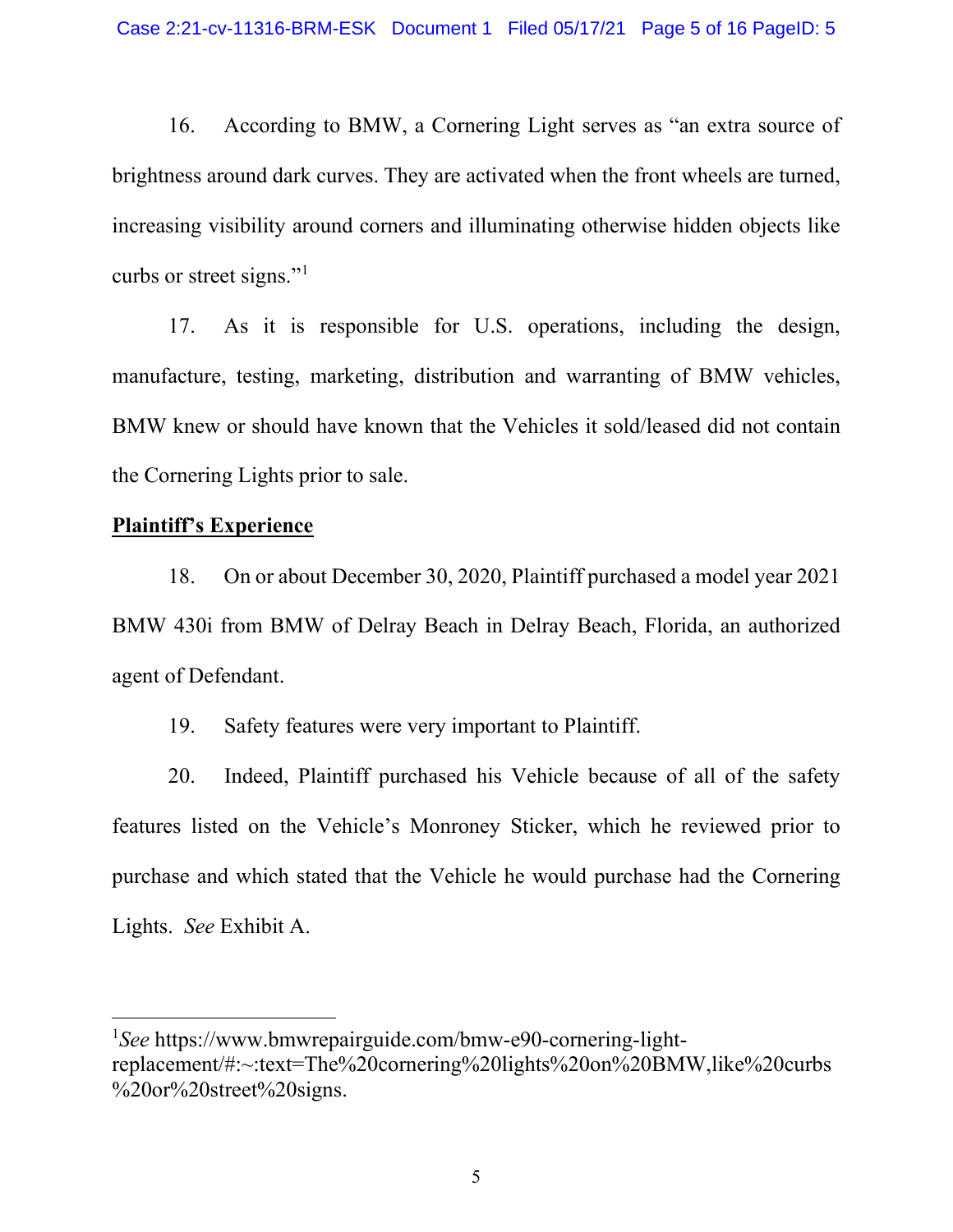16. According to BMW, a Cornering Light serves as "an extra source of brightness around dark curves. They are activated when the front wheels are turned, increasing visibility around corners and illuminating otherwise hidden objects like curbs or street signs."[1]

17. As it is responsible for U.S. operations, including the design, manufacture, testing, marketing, distribution and warranting of BMW vehicles, BMW knew or should have known that the Vehicles it sold/leased did not contain the Cornering Lights prior to sale.

**<u>Plaintiff's Experience</u>**

18. On or about December 30, 2020, Plaintiff purchased a model year 2021 BMW 430i from BMW of Delray Beach in Delray Beach, Florida, an authorized agent of Defendant.

19. Safety features were very important to Plaintiff.

20. Indeed, Plaintiff purchased his Vehicle because of all of the safety features listed on the Vehicle's Monroney Sticker, which he reviewed prior to purchase and which stated that the Vehicle he would purchase had the Cornering Lights. *See* Exhibit A.

---

[1] *See* https://www.bmwrepairguide.com/bmw-e90-cornering-light-replacement/#:~:text=The%20cornering%20lights%20on%20BMW,like%20curbs%20or%20street%20signs.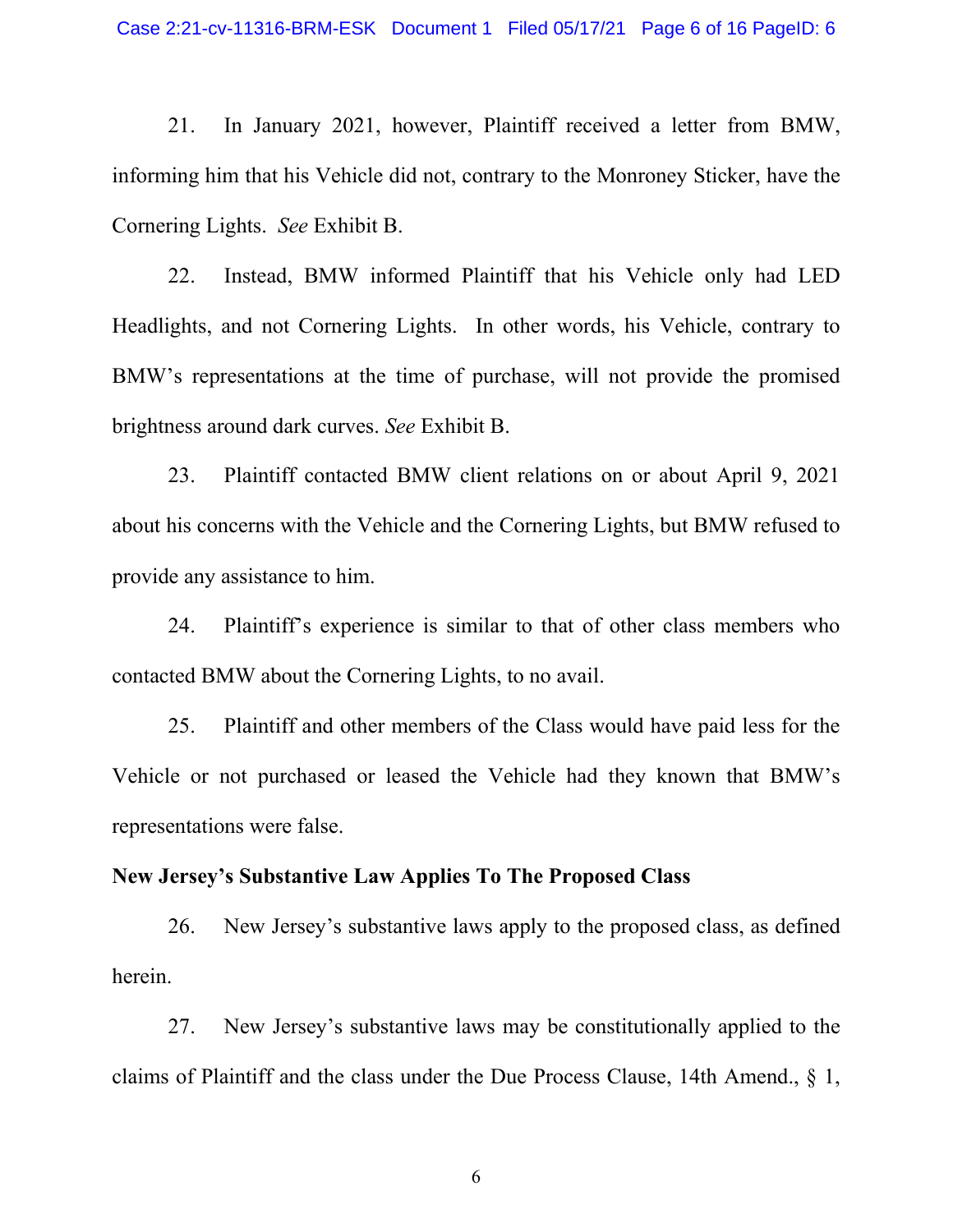21. In January 2021, however, Plaintiff received a letter from BMW, informing him that his Vehicle did not, contrary to the Monroney Sticker, have the Cornering Lights. *See* Exhibit B.

22. Instead, BMW informed Plaintiff that his Vehicle only had LED Headlights, and not Cornering Lights. In other words, his Vehicle, contrary to BMW's representations at the time of purchase, will not provide the promised brightness around dark curves. *See* Exhibit B.

23. Plaintiff contacted BMW client relations on or about April 9, 2021 about his concerns with the Vehicle and the Cornering Lights, but BMW refused to provide any assistance to him.

24. Plaintiff's experience is similar to that of other class members who contacted BMW about the Cornering Lights, to no avail.

25. Plaintiff and other members of the Class would have paid less for the Vehicle or not purchased or leased the Vehicle had they known that BMW's representations were false.

**New Jersey's Substantive Law Applies To The Proposed Class**

26. New Jersey's substantive laws apply to the proposed class, as defined herein.

27. New Jersey's substantive laws may be constitutionally applied to the claims of Plaintiff and the class under the Due Process Clause, 14th Amend., § 1,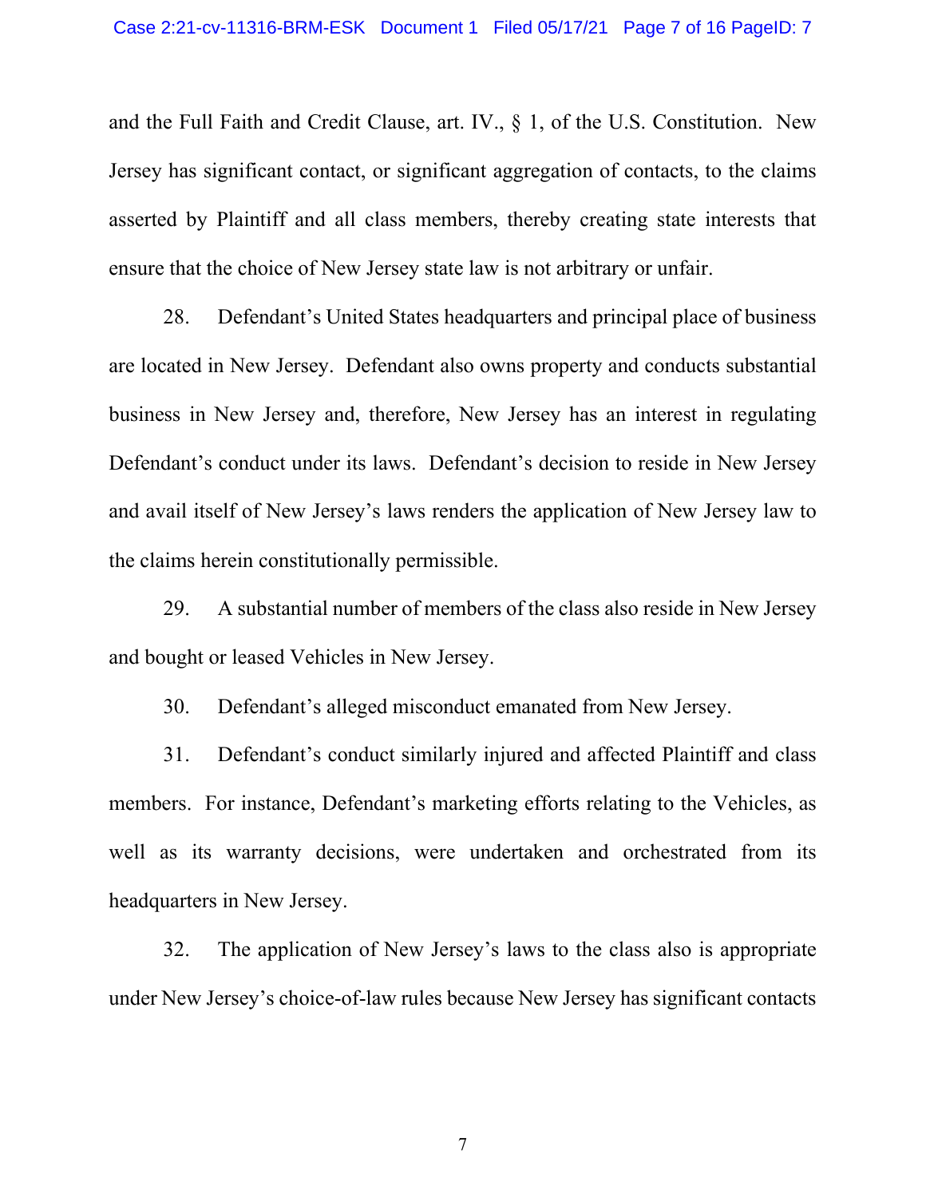and the Full Faith and Credit Clause, art. IV., § 1, of the U.S. Constitution. New Jersey has significant contact, or significant aggregation of contacts, to the claims asserted by Plaintiff and all class members, thereby creating state interests that ensure that the choice of New Jersey state law is not arbitrary or unfair.

28. Defendant's United States headquarters and principal place of business are located in New Jersey. Defendant also owns property and conducts substantial business in New Jersey and, therefore, New Jersey has an interest in regulating Defendant's conduct under its laws. Defendant's decision to reside in New Jersey and avail itself of New Jersey's laws renders the application of New Jersey law to the claims herein constitutionally permissible.

29. A substantial number of members of the class also reside in New Jersey and bought or leased Vehicles in New Jersey.

30. Defendant's alleged misconduct emanated from New Jersey.

31. Defendant's conduct similarly injured and affected Plaintiff and class members. For instance, Defendant's marketing efforts relating to the Vehicles, as well as its warranty decisions, were undertaken and orchestrated from its headquarters in New Jersey.

32. The application of New Jersey's laws to the class also is appropriate under New Jersey's choice-of-law rules because New Jersey has significant contacts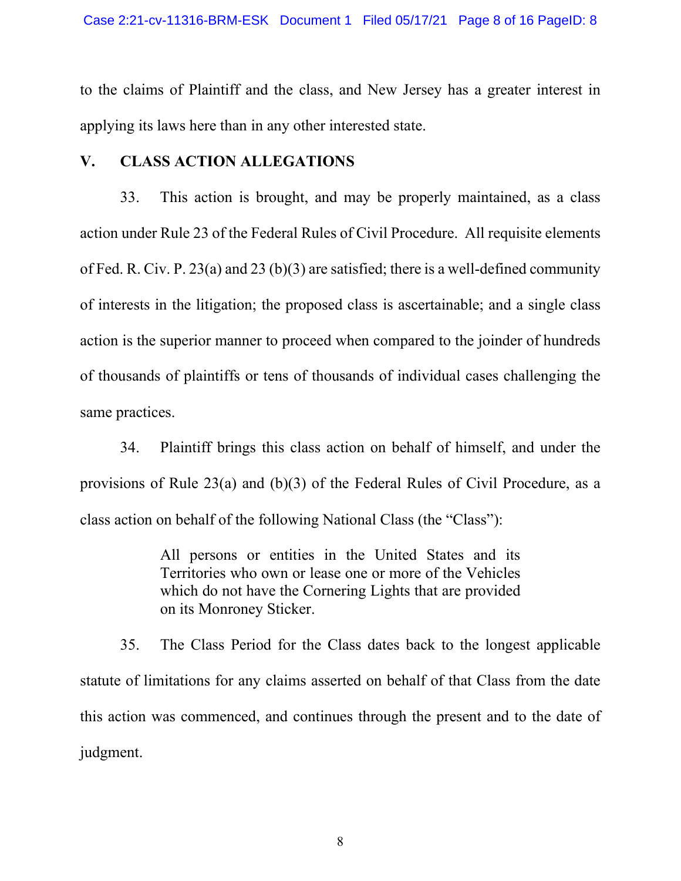to the claims of Plaintiff and the class, and New Jersey has a greater interest in applying its laws here than in any other interested state.

## V. CLASS ACTION ALLEGATIONS

33. This action is brought, and may be properly maintained, as a class action under Rule 23 of the Federal Rules of Civil Procedure. All requisite elements of Fed. R. Civ. P. 23(a) and 23 (b)(3) are satisfied; there is a well-defined community of interests in the litigation; the proposed class is ascertainable; and a single class action is the superior manner to proceed when compared to the joinder of hundreds of thousands of plaintiffs or tens of thousands of individual cases challenging the same practices.

34. Plaintiff brings this class action on behalf of himself, and under the provisions of Rule 23(a) and (b)(3) of the Federal Rules of Civil Procedure, as a class action on behalf of the following National Class (the "Class"):

> All persons or entities in the United States and its Territories who own or lease one or more of the Vehicles which do not have the Cornering Lights that are provided on its Monroney Sticker.

35. The Class Period for the Class dates back to the longest applicable statute of limitations for any claims asserted on behalf of that Class from the date this action was commenced, and continues through the present and to the date of judgment.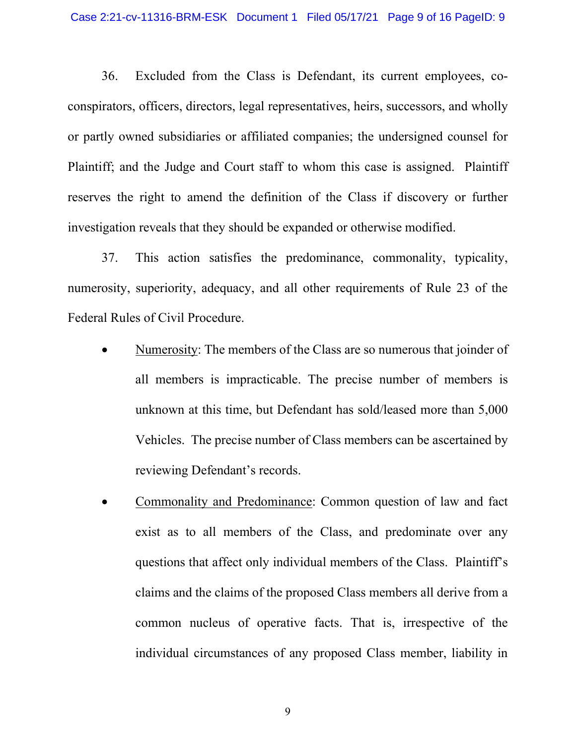36. Excluded from the Class is Defendant, its current employees, co-conspirators, officers, directors, legal representatives, heirs, successors, and wholly or partly owned subsidiaries or affiliated companies; the undersigned counsel for Plaintiff; and the Judge and Court staff to whom this case is assigned. Plaintiff reserves the right to amend the definition of the Class if discovery or further investigation reveals that they should be expanded or otherwise modified.

37. This action satisfies the predominance, commonality, typicality, numerosity, superiority, adequacy, and all other requirements of Rule 23 of the Federal Rules of Civil Procedure.

- Numerosity: The members of the Class are so numerous that joinder of all members is impracticable. The precise number of members is unknown at this time, but Defendant has sold/leased more than 5,000 Vehicles. The precise number of Class members can be ascertained by reviewing Defendant's records.

- Commonality and Predominance: Common question of law and fact exist as to all members of the Class, and predominate over any questions that affect only individual members of the Class. Plaintiff's claims and the claims of the proposed Class members all derive from a common nucleus of operative facts. That is, irrespective of the individual circumstances of any proposed Class member, liability in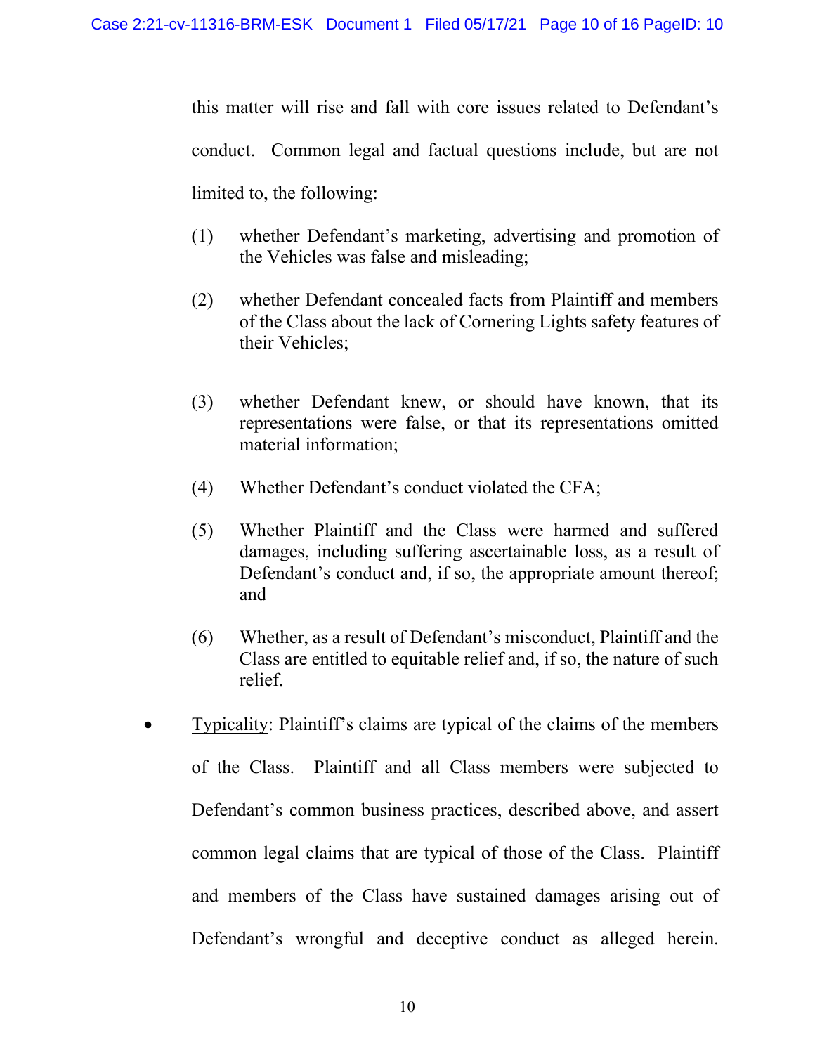this matter will rise and fall with core issues related to Defendant's conduct. Common legal and factual questions include, but are not limited to, the following:

(1) whether Defendant's marketing, advertising and promotion of the Vehicles was false and misleading;

(2) whether Defendant concealed facts from Plaintiff and members of the Class about the lack of Cornering Lights safety features of their Vehicles;

(3) whether Defendant knew, or should have known, that its representations were false, or that its representations omitted material information;

(4) Whether Defendant's conduct violated the CFA;

(5) Whether Plaintiff and the Class were harmed and suffered damages, including suffering ascertainable loss, as a result of Defendant's conduct and, if so, the appropriate amount thereof; and

(6) Whether, as a result of Defendant's misconduct, Plaintiff and the Class are entitled to equitable relief and, if so, the nature of such relief.

- <u>Typicality</u>: Plaintiff's claims are typical of the claims of the members of the Class. Plaintiff and all Class members were subjected to Defendant's common business practices, described above, and assert common legal claims that are typical of those of the Class. Plaintiff and members of the Class have sustained damages arising out of Defendant's wrongful and deceptive conduct as alleged herein.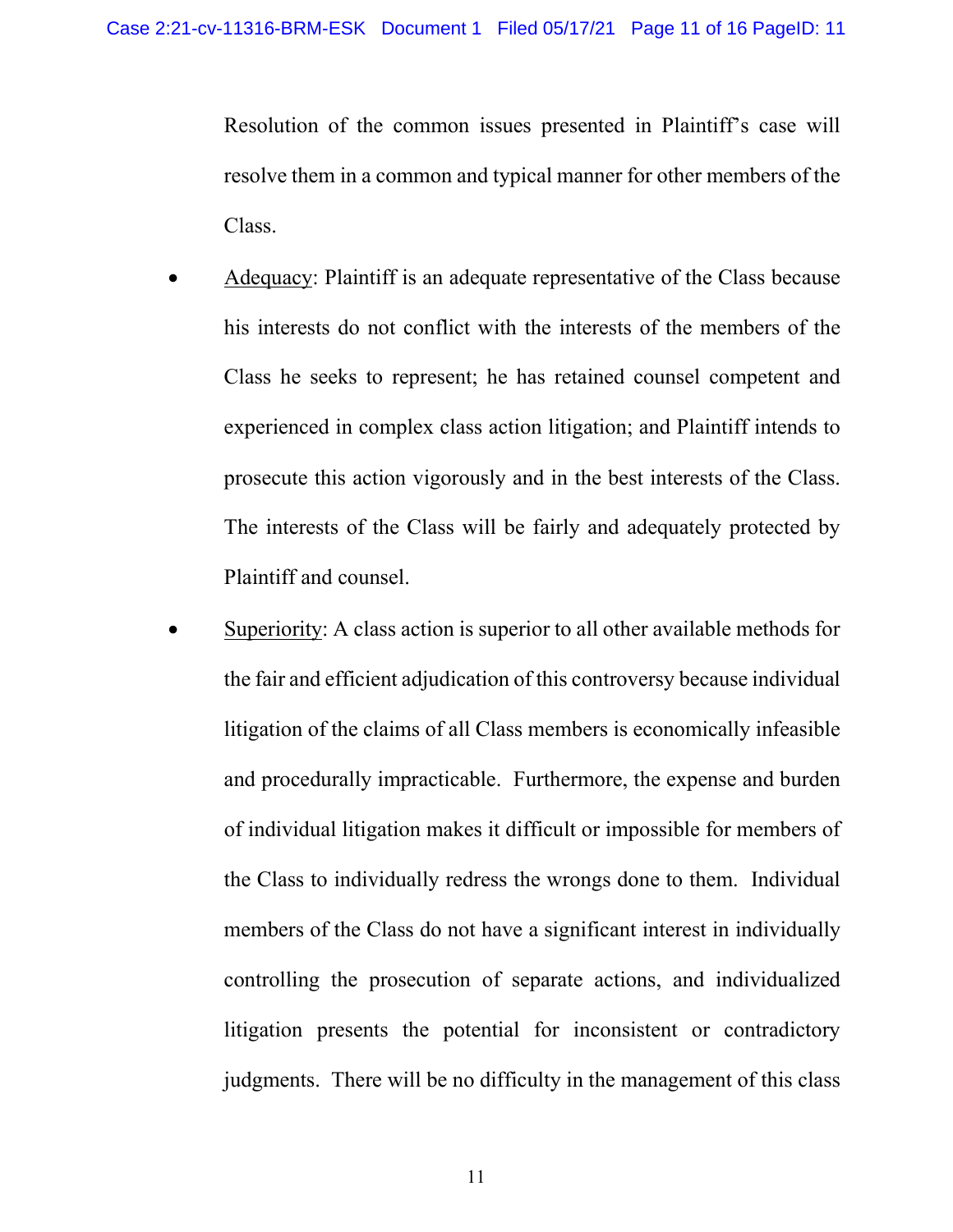Resolution of the common issues presented in Plaintiff's case will resolve them in a common and typical manner for other members of the Class.

- Adequacy: Plaintiff is an adequate representative of the Class because his interests do not conflict with the interests of the members of the Class he seeks to represent; he has retained counsel competent and experienced in complex class action litigation; and Plaintiff intends to prosecute this action vigorously and in the best interests of the Class. The interests of the Class will be fairly and adequately protected by Plaintiff and counsel.

- Superiority: A class action is superior to all other available methods for the fair and efficient adjudication of this controversy because individual litigation of the claims of all Class members is economically infeasible and procedurally impracticable. Furthermore, the expense and burden of individual litigation makes it difficult or impossible for members of the Class to individually redress the wrongs done to them. Individual members of the Class do not have a significant interest in individually controlling the prosecution of separate actions, and individualized litigation presents the potential for inconsistent or contradictory judgments. There will be no difficulty in the management of this class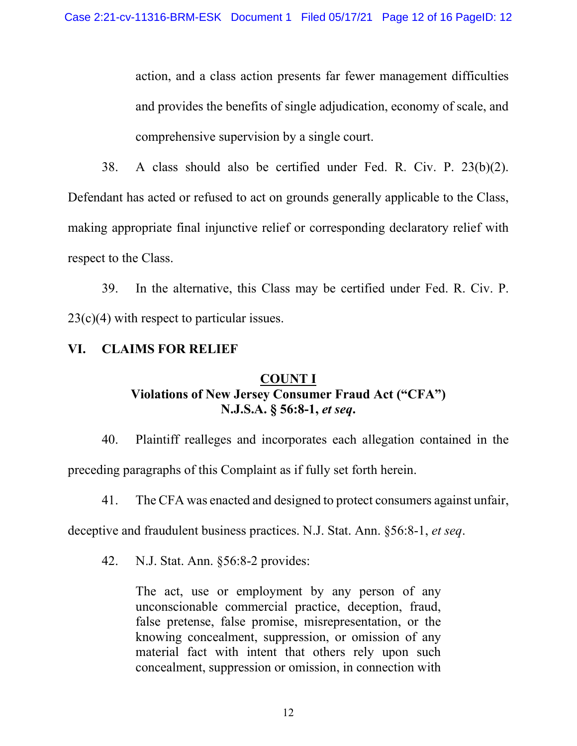action, and a class action presents far fewer management difficulties and provides the benefits of single adjudication, economy of scale, and comprehensive supervision by a single court.

38. A class should also be certified under Fed. R. Civ. P. 23(b)(2). Defendant has acted or refused to act on grounds generally applicable to the Class, making appropriate final injunctive relief or corresponding declaratory relief with respect to the Class.

39. In the alternative, this Class may be certified under Fed. R. Civ. P. 23(c)(4) with respect to particular issues.

## VI. CLAIMS FOR RELIEF

### COUNT I
### Violations of New Jersey Consumer Fraud Act ("CFA") N.J.S.A. § 56:8-1, *et seq*.

40. Plaintiff realleges and incorporates each allegation contained in the preceding paragraphs of this Complaint as if fully set forth herein.

41. The CFA was enacted and designed to protect consumers against unfair, deceptive and fraudulent business practices. N.J. Stat. Ann. §56:8-1, *et seq*.

42. N.J. Stat. Ann. §56:8-2 provides:

> The act, use or employment by any person of any unconscionable commercial practice, deception, fraud, false pretense, false promise, misrepresentation, or the knowing concealment, suppression, or omission of any material fact with intent that others rely upon such concealment, suppression or omission, in connection with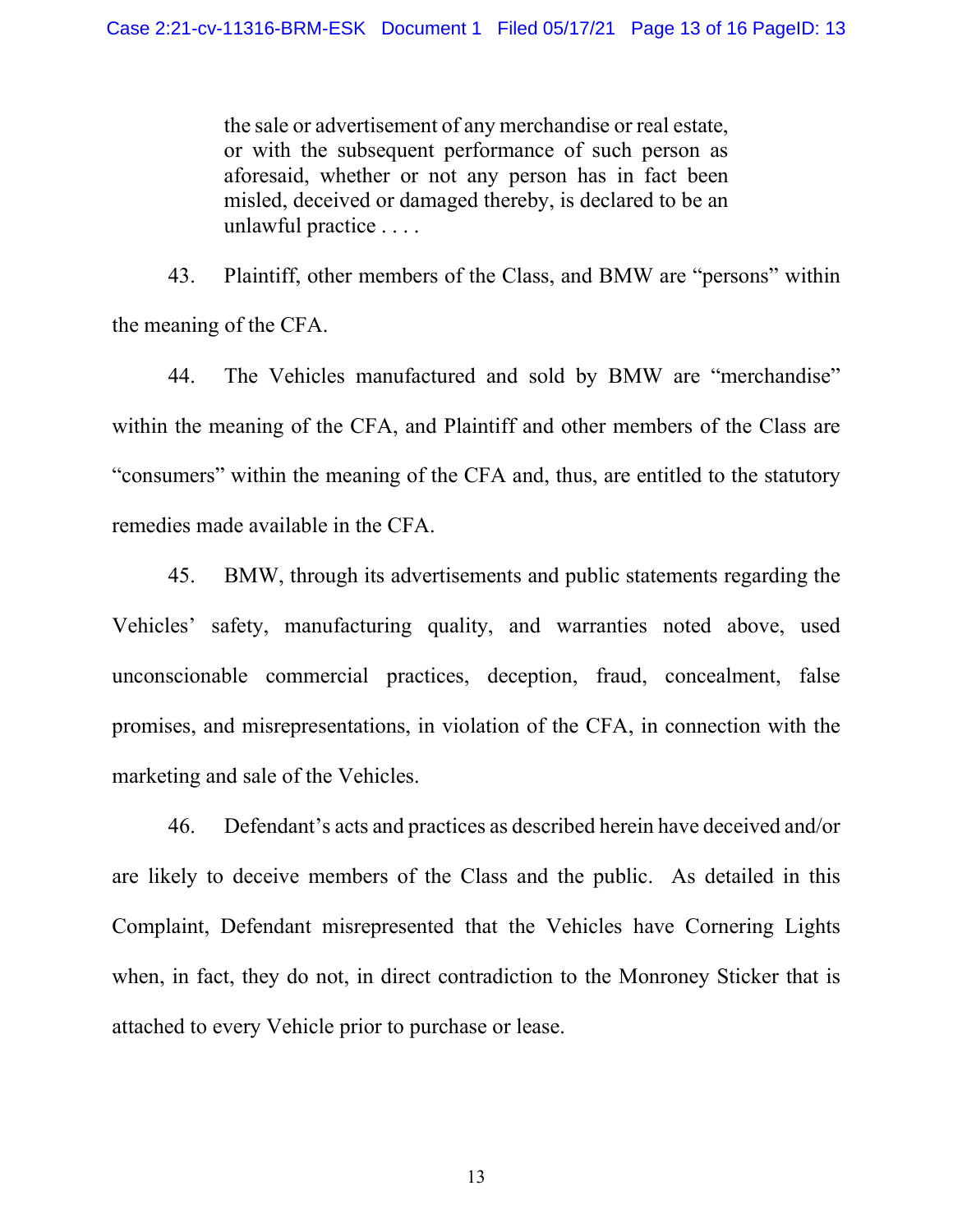> the sale or advertisement of any merchandise or real estate, or with the subsequent performance of such person as aforesaid, whether or not any person has in fact been misled, deceived or damaged thereby, is declared to be an unlawful practice . . . .

43. Plaintiff, other members of the Class, and BMW are "persons" within the meaning of the CFA.

44. The Vehicles manufactured and sold by BMW are "merchandise" within the meaning of the CFA, and Plaintiff and other members of the Class are "consumers" within the meaning of the CFA and, thus, are entitled to the statutory remedies made available in the CFA.

45. BMW, through its advertisements and public statements regarding the Vehicles' safety, manufacturing quality, and warranties noted above, used unconscionable commercial practices, deception, fraud, concealment, false promises, and misrepresentations, in violation of the CFA, in connection with the marketing and sale of the Vehicles.

46. Defendant's acts and practices as described herein have deceived and/or are likely to deceive members of the Class and the public. As detailed in this Complaint, Defendant misrepresented that the Vehicles have Cornering Lights when, in fact, they do not, in direct contradiction to the Monroney Sticker that is attached to every Vehicle prior to purchase or lease.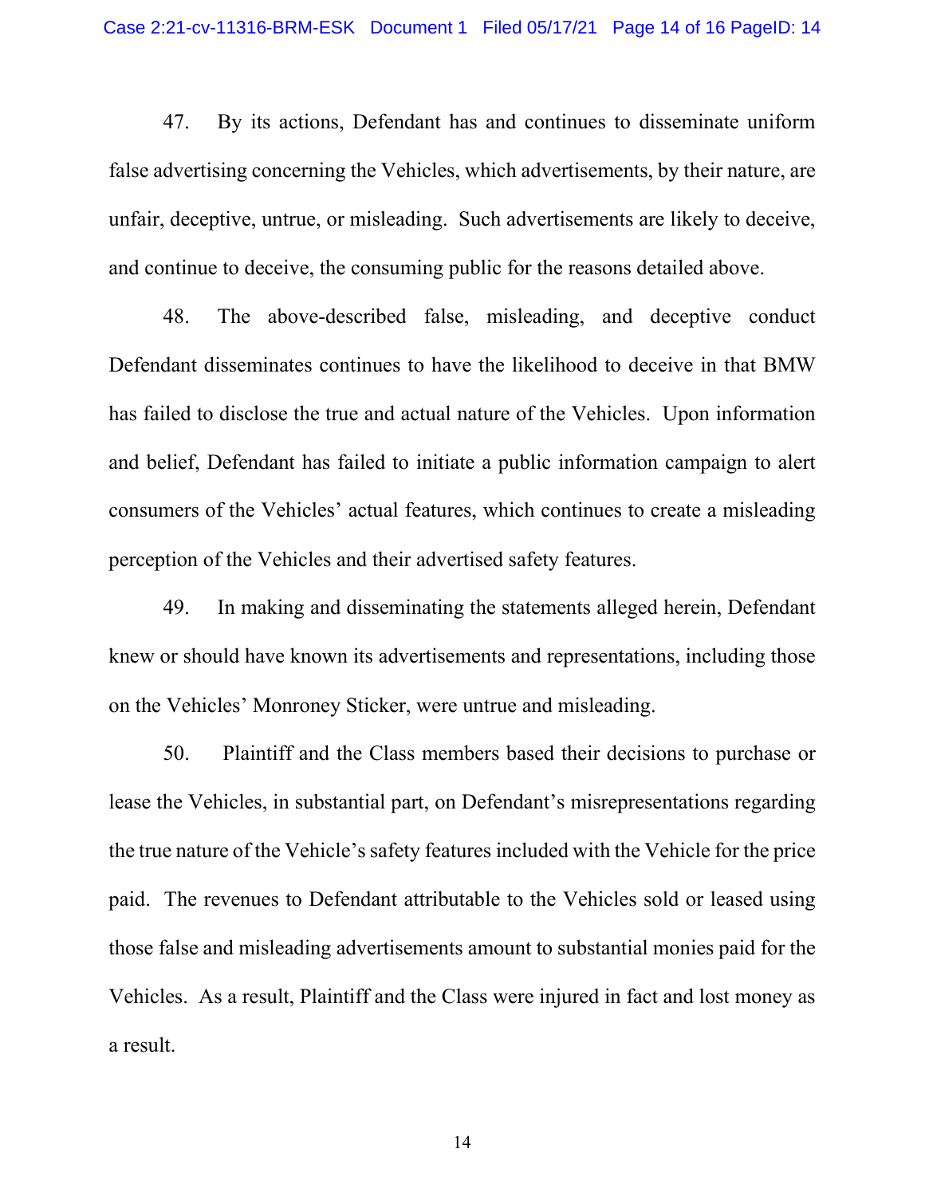47. By its actions, Defendant has and continues to disseminate uniform false advertising concerning the Vehicles, which advertisements, by their nature, are unfair, deceptive, untrue, or misleading. Such advertisements are likely to deceive, and continue to deceive, the consuming public for the reasons detailed above.

48. The above-described false, misleading, and deceptive conduct Defendant disseminates continues to have the likelihood to deceive in that BMW has failed to disclose the true and actual nature of the Vehicles. Upon information and belief, Defendant has failed to initiate a public information campaign to alert consumers of the Vehicles' actual features, which continues to create a misleading perception of the Vehicles and their advertised safety features.

49. In making and disseminating the statements alleged herein, Defendant knew or should have known its advertisements and representations, including those on the Vehicles' Monroney Sticker, were untrue and misleading.

50. Plaintiff and the Class members based their decisions to purchase or lease the Vehicles, in substantial part, on Defendant's misrepresentations regarding the true nature of the Vehicle's safety features included with the Vehicle for the price paid. The revenues to Defendant attributable to the Vehicles sold or leased using those false and misleading advertisements amount to substantial monies paid for the Vehicles. As a result, Plaintiff and the Class were injured in fact and lost money as a result.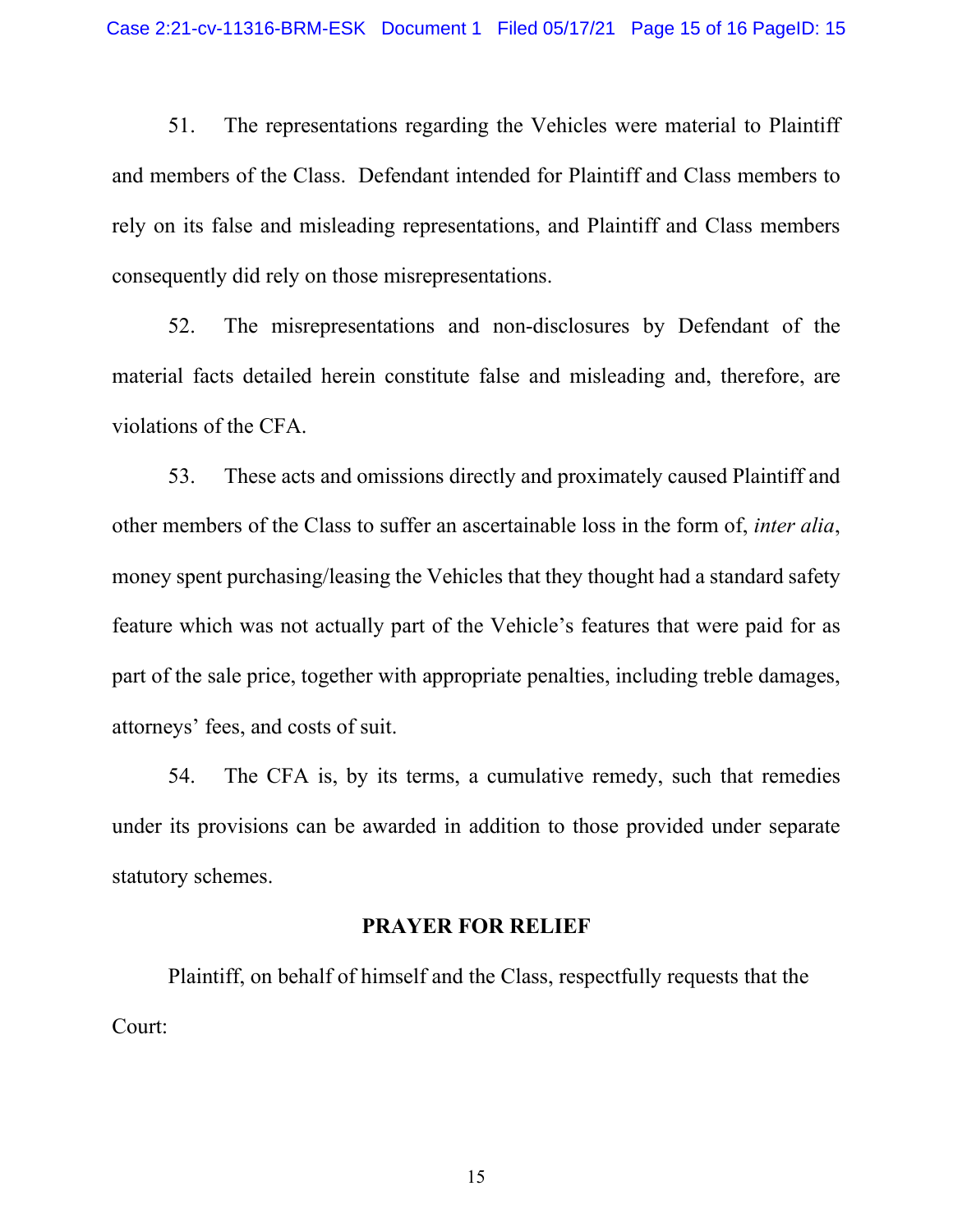51. The representations regarding the Vehicles were material to Plaintiff and members of the Class. Defendant intended for Plaintiff and Class members to rely on its false and misleading representations, and Plaintiff and Class members consequently did rely on those misrepresentations.

52. The misrepresentations and non-disclosures by Defendant of the material facts detailed herein constitute false and misleading and, therefore, are violations of the CFA.

53. These acts and omissions directly and proximately caused Plaintiff and other members of the Class to suffer an ascertainable loss in the form of, *inter alia*, money spent purchasing/leasing the Vehicles that they thought had a standard safety feature which was not actually part of the Vehicle's features that were paid for as part of the sale price, together with appropriate penalties, including treble damages, attorneys' fees, and costs of suit.

54. The CFA is, by its terms, a cumulative remedy, such that remedies under its provisions can be awarded in addition to those provided under separate statutory schemes.

## PRAYER FOR RELIEF

Plaintiff, on behalf of himself and the Class, respectfully requests that the Court: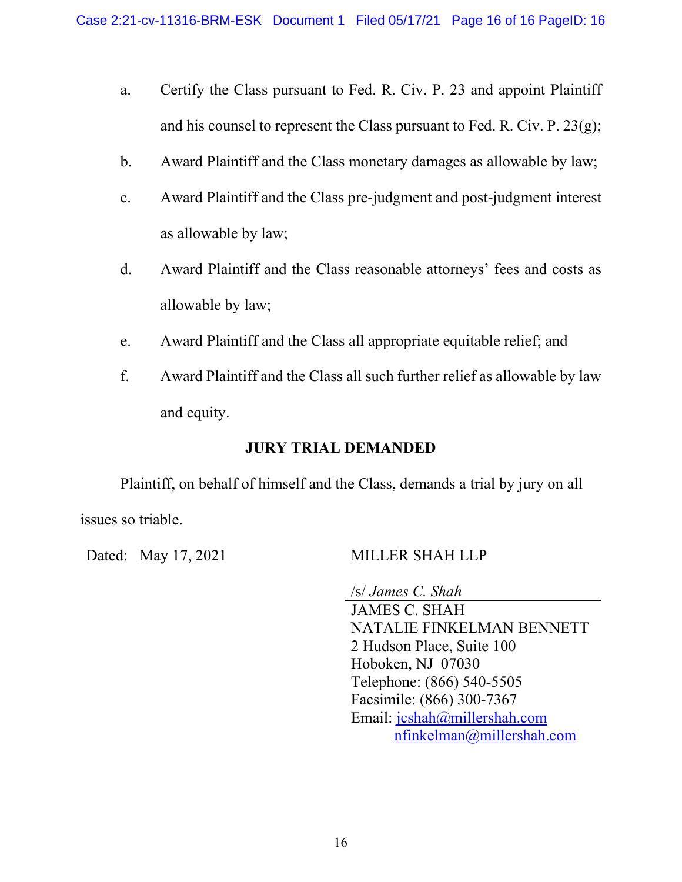a. Certify the Class pursuant to Fed. R. Civ. P. 23 and appoint Plaintiff and his counsel to represent the Class pursuant to Fed. R. Civ. P. 23(g);

b. Award Plaintiff and the Class monetary damages as allowable by law;

c. Award Plaintiff and the Class pre-judgment and post-judgment interest as allowable by law;

d. Award Plaintiff and the Class reasonable attorneys' fees and costs as allowable by law;

e. Award Plaintiff and the Class all appropriate equitable relief; and

f. Award Plaintiff and the Class all such further relief as allowable by law and equity.

**JURY TRIAL DEMANDED**

Plaintiff, on behalf of himself and the Class, demands a trial by jury on all issues so triable.

Dated: May 17, 2021

MILLER SHAH LLP

/s/ *James C. Shah*
JAMES C. SHAH
NATALIE FINKELMAN BENNETT
2 Hudson Place, Suite 100
Hoboken, NJ 07030
Telephone: (866) 540-5505
Facsimile: (866) 300-7367
Email: jcshah@millershah.com
nfinkelman@millershah.com